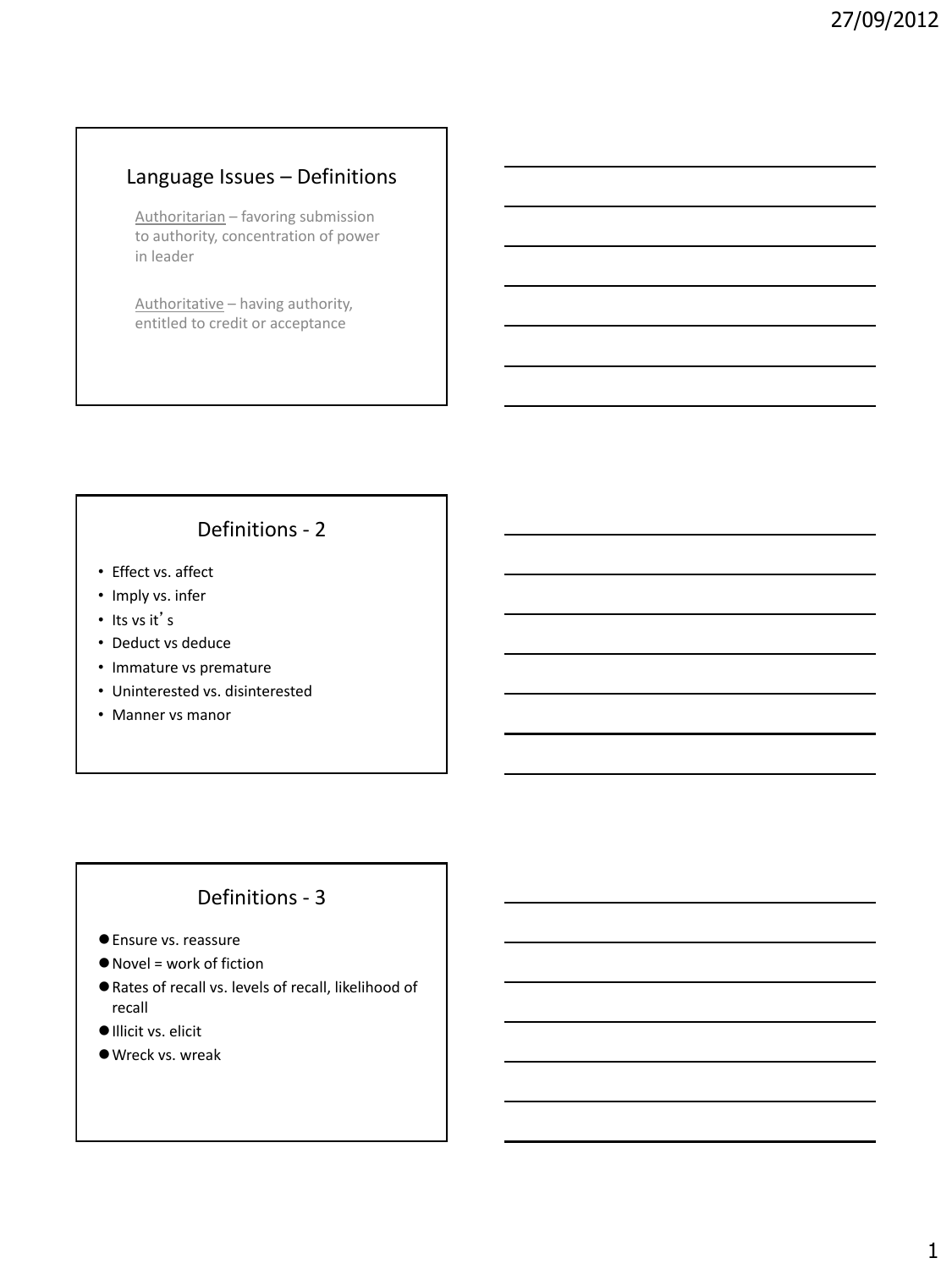## Language Issues – Definitions

Authoritarian – favoring submission to authority, concentration of power in leader

Authoritative – having authority, entitled to credit or acceptance

## Definitions - 2

- Effect vs. affect
- Imply vs. infer
- Its vs it's
- Deduct vs deduce
- Immature vs premature
- Uninterested vs. disinterested
- Manner vs manor

## Definitions - 3

- Ensure vs. reassure
- Novel = work of fiction
- Rates of recall vs. levels of recall, likelihood of recall
- Illicit vs. elicit
- Wreck vs. wreak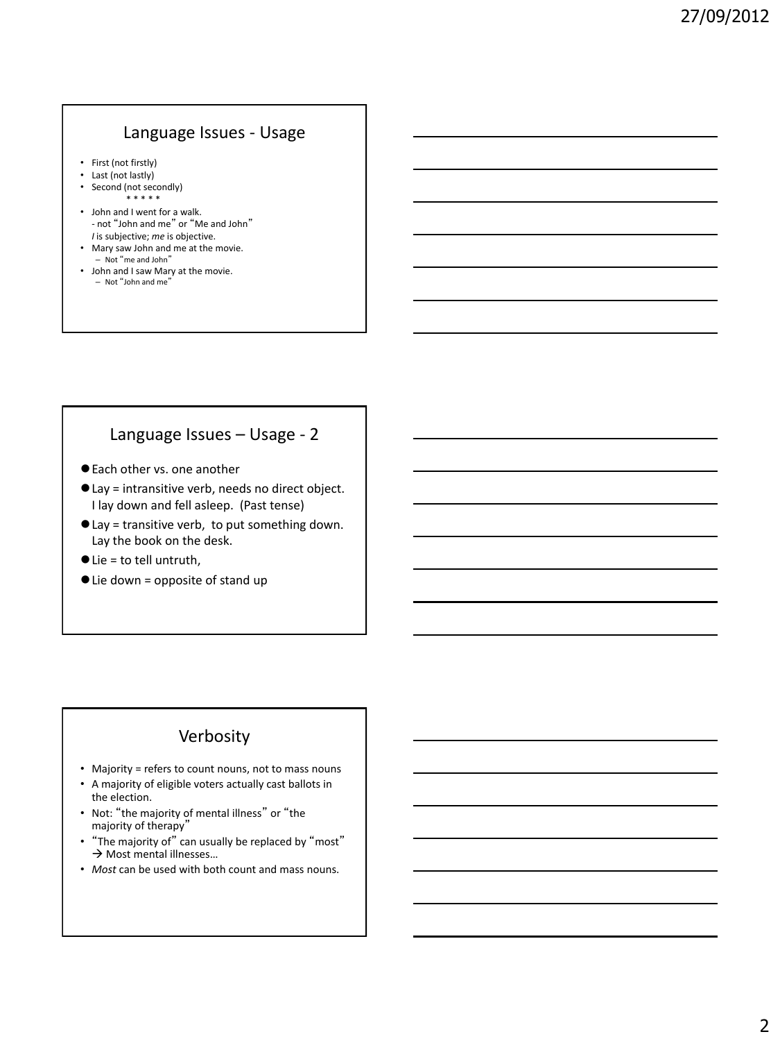## Language Issues - Usage

- First (not firstly)
- Last (not lastly)
- Second (not secondly)

  * * * * *

- John and I went for a walk.
  - not "John and me" or "Me and John"
  
  *I* is subjective; *me* is objective.
- Mary saw John and me at the movie.
  - Not "me and John"
- John and I saw Mary at the movie.
  - Not "John and me"

## Language Issues – Usage - 2

- Each other vs. one another
- Lay = intransitive verb, needs no direct object. I lay down and fell asleep. (Past tense)
- Lay = transitive verb, to put something down. Lay the book on the desk.
- Lie = to tell untruth,
- Lie down = opposite of stand up

## Verbosity

- Majority = refers to count nouns, not to mass nouns
- A majority of eligible voters actually cast ballots in the election.
- Not: "the majority of mental illness" or "the majority of therapy"
- "The majority of" can usually be replaced by "most" → Most mental illnesses…
- *Most* can be used with both count and mass nouns.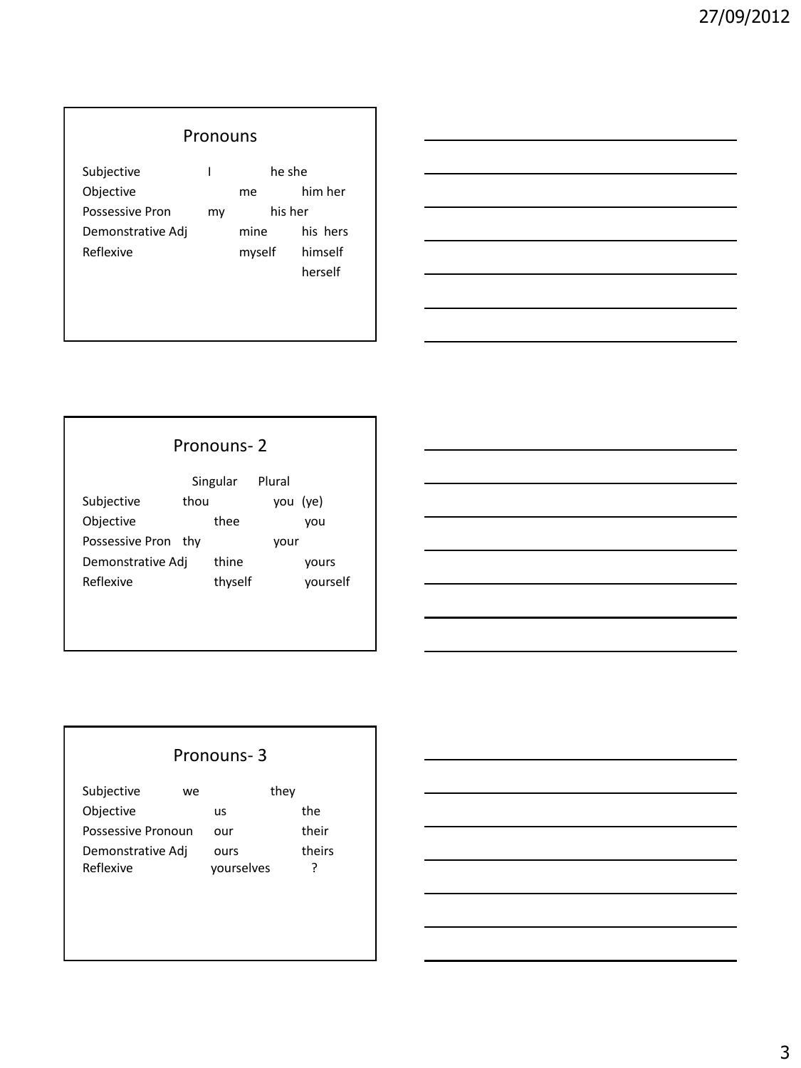## Pronouns

| | | |
|---|---|---|
| Subjective | I | he she |
| Objective | me | him her |
| Possessive Pron | my | his her |
| Demonstrative Adj | mine | his hers |
| Reflexive | myself | himself herself |

## Pronouns- 2

| | Singular | Plural |
|---|---|---|
| Subjective | thou | you (ye) |
| Objective | thee | you |
| Possessive Pron | thy | your |
| Demonstrative Adj | thine | yours |
| Reflexive | thyself | yourself |

## Pronouns- 3

| | | |
|---|---|---|
| Subjective | we | they |
| Objective | us | the |
| Possessive Pronoun | our | their |
| Demonstrative Adj | ours | theirs |
| Reflexive | yourselves | ? |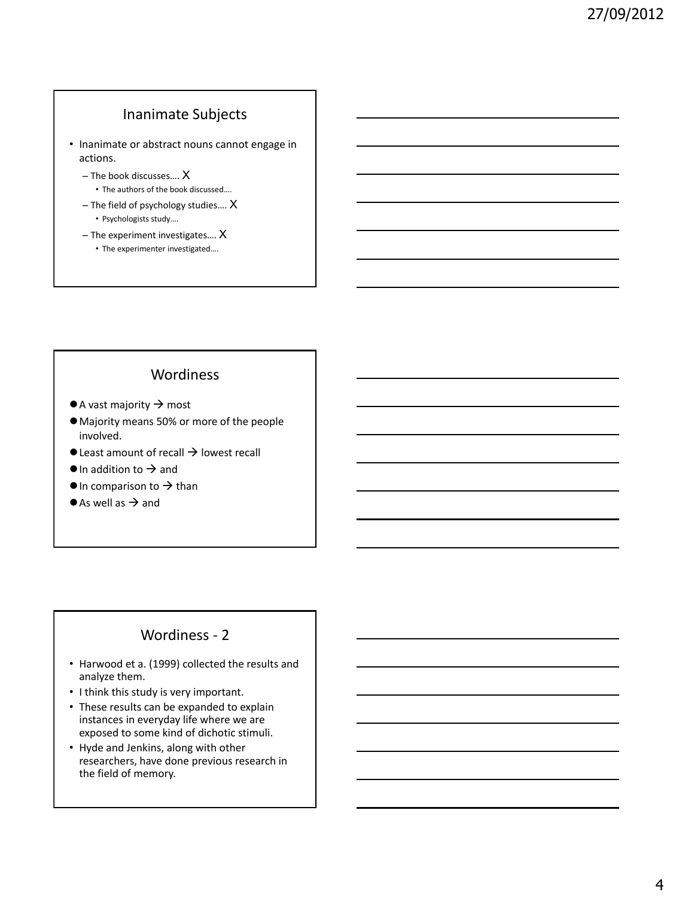## Inanimate Subjects

- Inanimate or abstract nouns cannot engage in actions.
  - The book discusses…. X
    - The authors of the book discussed….
  - The field of psychology studies…. X
    - Psychologists study….
  - The experiment investigates…. X
    - The experimenter investigated….

## Wordiness

- A vast majority → most
- Majority means 50% or more of the people involved.
- Least amount of recall → lowest recall
- In addition to → and
- In comparison to → than
- As well as → and

## Wordiness - 2

- Harwood et a. (1999) collected the results and analyze them.
- I think this study is very important.
- These results can be expanded to explain instances in everyday life where we are exposed to some kind of dichotic stimuli.
- Hyde and Jenkins, along with other researchers, have done previous research in the field of memory.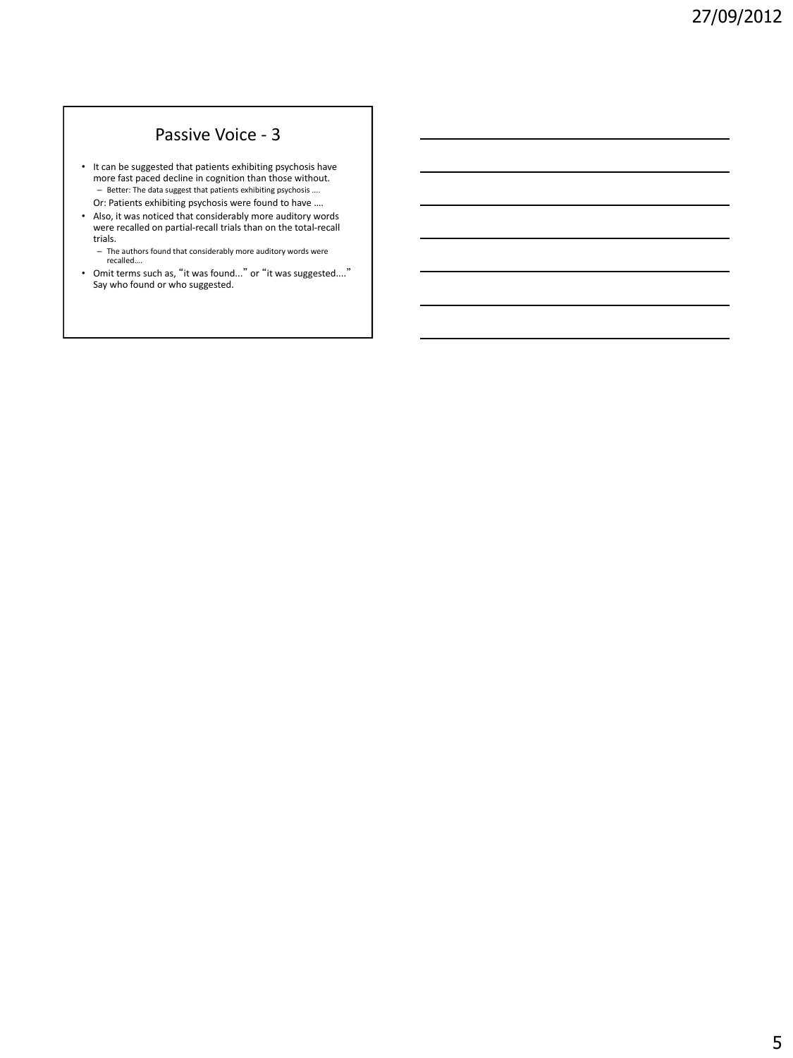## Passive Voice - 3

- It can be suggested that patients exhibiting psychosis have more fast paced decline in cognition than those without.
  - Better: The data suggest that patients exhibiting psychosis ....

  Or: Patients exhibiting psychosis were found to have ….
- Also, it was noticed that considerably more auditory words were recalled on partial-recall trials than on the total-recall trials.
  - The authors found that considerably more auditory words were recalled….
- Omit terms such as, "it was found..." or "it was suggested...." Say who found or who suggested.